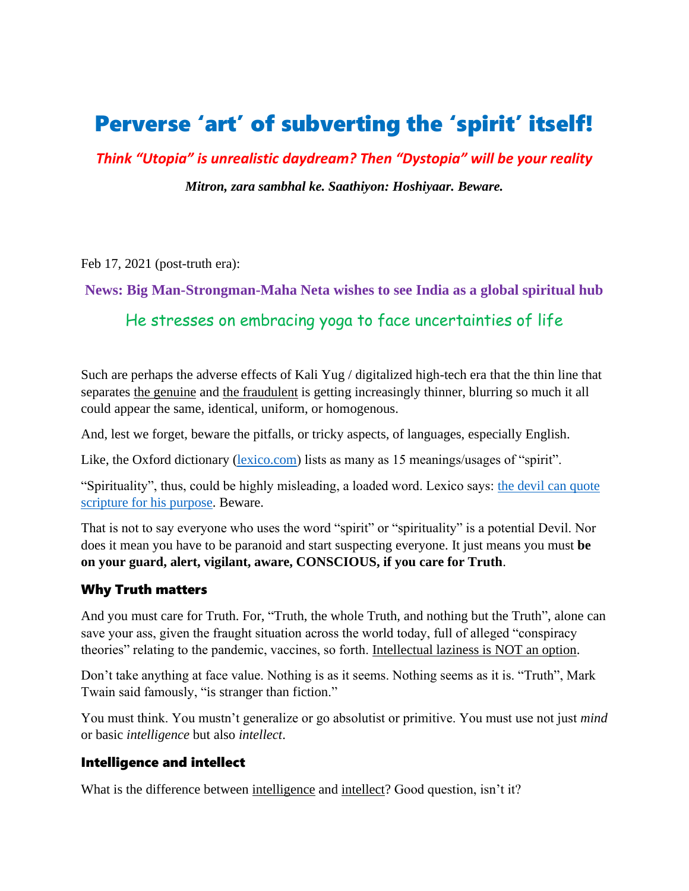# Perverse 'art' of subverting the 'spirit' itself!

***Think "Utopia" is unrealistic daydream? Then "Dystopia" will be your reality***

***Mitron, zara sambhal ke. Saathiyon: Hoshiyaar. Beware.***

Feb 17, 2021 (post-truth era):

**News: Big Man-Strongman-Maha Neta wishes to see India as a global spiritual hub**

He stresses on embracing yoga to face uncertainties of life

Such are perhaps the adverse effects of Kali Yug / digitalized high-tech era that the thin line that separates the genuine and the fraudulent is getting increasingly thinner, blurring so much it all could appear the same, identical, uniform, or homogenous.

And, lest we forget, beware the pitfalls, or tricky aspects, of languages, especially English.

Like, the Oxford dictionary (lexico.com) lists as many as 15 meanings/usages of "spirit".

"Spirituality", thus, could be highly misleading, a loaded word. Lexico says: the devil can quote scripture for his purpose. Beware.

That is not to say everyone who uses the word "spirit" or "spirituality" is a potential Devil. Nor does it mean you have to be paranoid and start suspecting everyone. It just means you must **be on your guard, alert, vigilant, aware, CONSCIOUS, if you care for Truth**.

### Why Truth matters

And you must care for Truth. For, "Truth, the whole Truth, and nothing but the Truth", alone can save your ass, given the fraught situation across the world today, full of alleged "conspiracy theories" relating to the pandemic, vaccines, so forth. Intellectual laziness is NOT an option.

Don't take anything at face value. Nothing is as it seems. Nothing seems as it is. "Truth", Mark Twain said famously, "is stranger than fiction."

You must think. You mustn't generalize or go absolutist or primitive. You must use not just *mind* or basic *intelligence* but also *intellect*.

### Intelligence and intellect

What is the difference between intelligence and intellect? Good question, isn't it?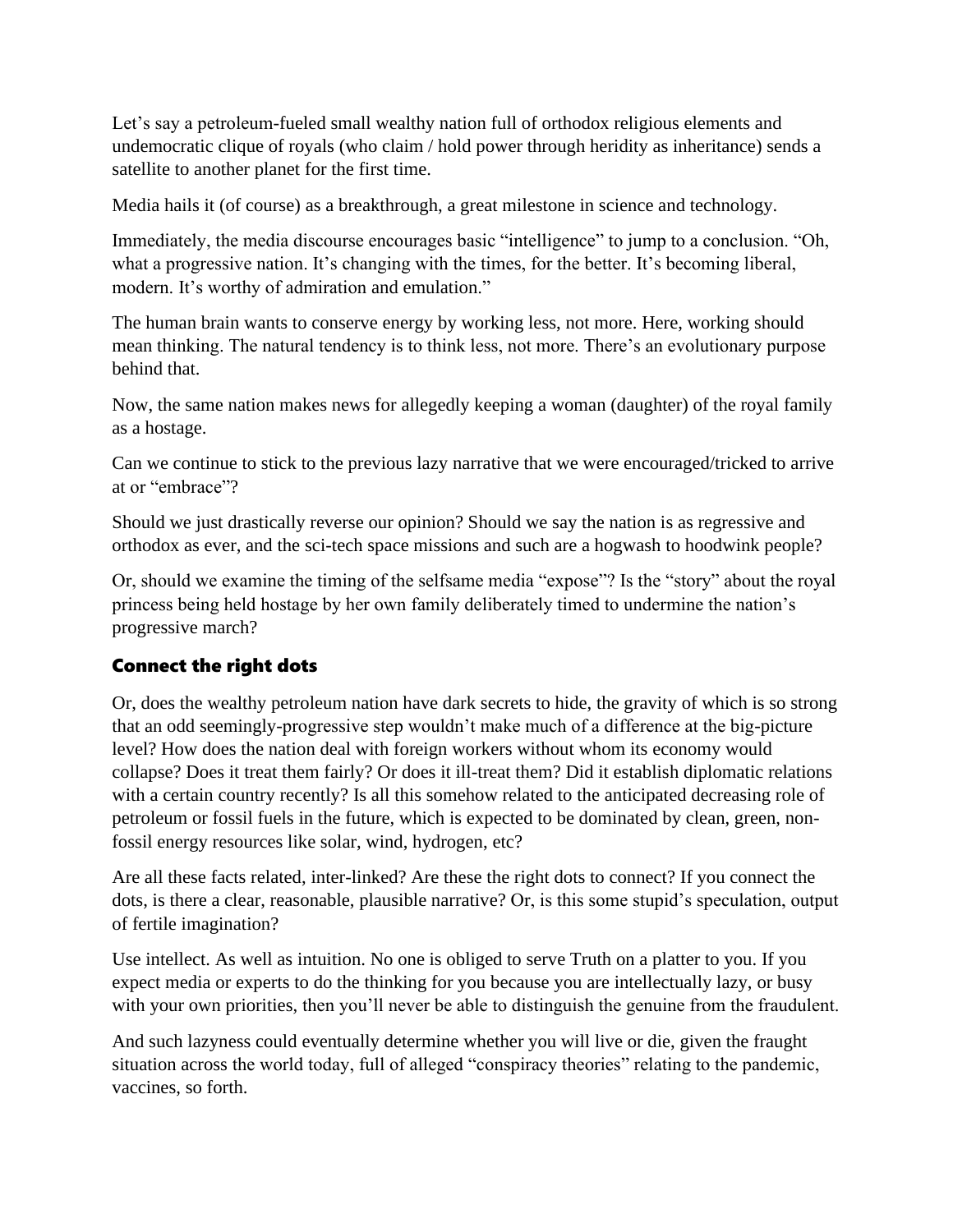Let's say a petroleum-fueled small wealthy nation full of orthodox religious elements and undemocratic clique of royals (who claim / hold power through heridity as inheritance) sends a satellite to another planet for the first time.

Media hails it (of course) as a breakthrough, a great milestone in science and technology.

Immediately, the media discourse encourages basic "intelligence" to jump to a conclusion. "Oh, what a progressive nation. It's changing with the times, for the better. It's becoming liberal, modern. It's worthy of admiration and emulation."

The human brain wants to conserve energy by working less, not more. Here, working should mean thinking. The natural tendency is to think less, not more. There's an evolutionary purpose behind that.

Now, the same nation makes news for allegedly keeping a woman (daughter) of the royal family as a hostage.

Can we continue to stick to the previous lazy narrative that we were encouraged/tricked to arrive at or "embrace"?

Should we just drastically reverse our opinion? Should we say the nation is as regressive and orthodox as ever, and the sci-tech space missions and such are a hogwash to hoodwink people?

Or, should we examine the timing of the selfsame media "expose"? Is the "story" about the royal princess being held hostage by her own family deliberately timed to undermine the nation's progressive march?

## Connect the right dots

Or, does the wealthy petroleum nation have dark secrets to hide, the gravity of which is so strong that an odd seemingly-progressive step wouldn't make much of a difference at the big-picture level? How does the nation deal with foreign workers without whom its economy would collapse? Does it treat them fairly? Or does it ill-treat them? Did it establish diplomatic relations with a certain country recently? Is all this somehow related to the anticipated decreasing role of petroleum or fossil fuels in the future, which is expected to be dominated by clean, green, non-fossil energy resources like solar, wind, hydrogen, etc?

Are all these facts related, inter-linked? Are these the right dots to connect? If you connect the dots, is there a clear, reasonable, plausible narrative? Or, is this some stupid's speculation, output of fertile imagination?

Use intellect. As well as intuition. No one is obliged to serve Truth on a platter to you. If you expect media or experts to do the thinking for you because you are intellectually lazy, or busy with your own priorities, then you'll never be able to distinguish the genuine from the fraudulent.

And such lazyness could eventually determine whether you will live or die, given the fraught situation across the world today, full of alleged "conspiracy theories" relating to the pandemic, vaccines, so forth.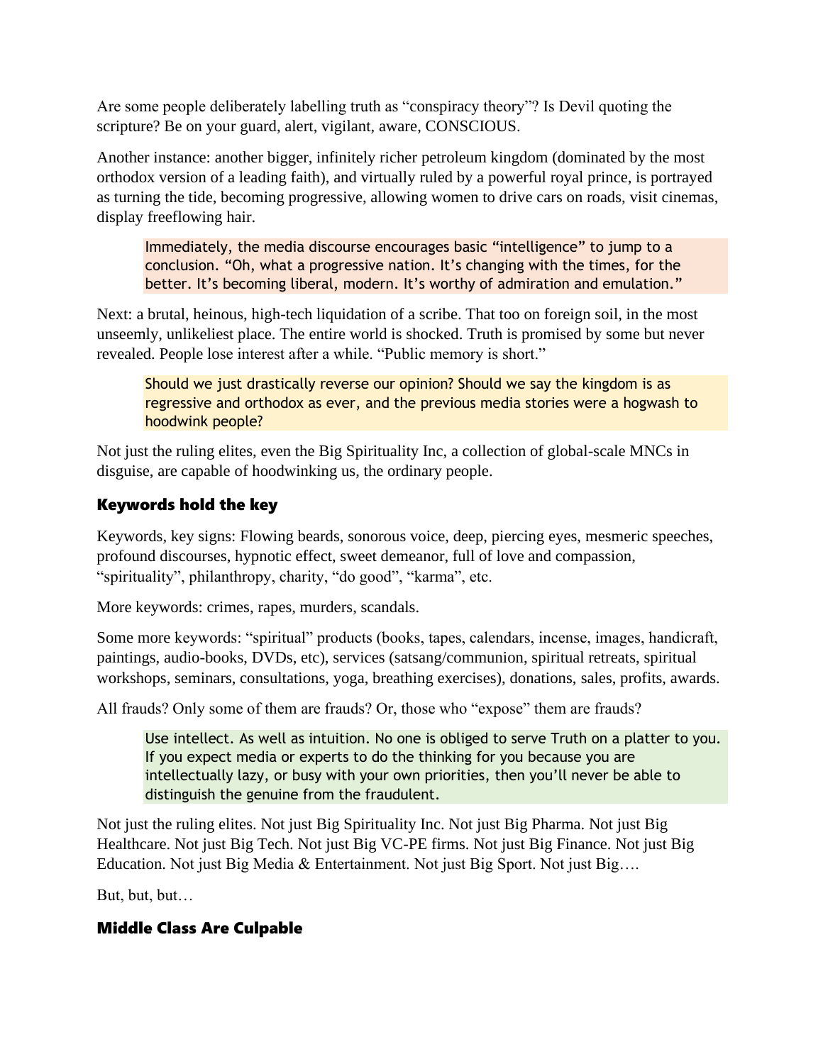Are some people deliberately labelling truth as “conspiracy theory”? Is Devil quoting the scripture? Be on your guard, alert, vigilant, aware, CONSCIOUS.

Another instance: another bigger, infinitely richer petroleum kingdom (dominated by the most orthodox version of a leading faith), and virtually ruled by a powerful royal prince, is portrayed as turning the tide, becoming progressive, allowing women to drive cars on roads, visit cinemas, display freeflowing hair.

> Immediately, the media discourse encourages basic “intelligence” to jump to a conclusion. “Oh, what a progressive nation. It’s changing with the times, for the better. It’s becoming liberal, modern. It’s worthy of admiration and emulation.”

Next: a brutal, heinous, high-tech liquidation of a scribe. That too on foreign soil, in the most unseemly, unlikeliest place. The entire world is shocked. Truth is promised by some but never revealed. People lose interest after a while. “Public memory is short.”

> Should we just drastically reverse our opinion? Should we say the kingdom is as regressive and orthodox as ever, and the previous media stories were a hogwash to hoodwink people?

Not just the ruling elites, even the Big Spirituality Inc, a collection of global-scale MNCs in disguise, are capable of hoodwinking us, the ordinary people.

## Keywords hold the key

Keywords, key signs: Flowing beards, sonorous voice, deep, piercing eyes, mesmeric speeches, profound discourses, hypnotic effect, sweet demeanor, full of love and compassion, “spirituality”, philanthropy, charity, “do good”, “karma”, etc.

More keywords: crimes, rapes, murders, scandals.

Some more keywords: “spiritual” products (books, tapes, calendars, incense, images, handicraft, paintings, audio-books, DVDs, etc), services (satsang/communion, spiritual retreats, spiritual workshops, seminars, consultations, yoga, breathing exercises), donations, sales, profits, awards.

All frauds? Only some of them are frauds? Or, those who “expose” them are frauds?

> Use intellect. As well as intuition. No one is obliged to serve Truth on a platter to you. If you expect media or experts to do the thinking for you because you are intellectually lazy, or busy with your own priorities, then you’ll never be able to distinguish the genuine from the fraudulent.

Not just the ruling elites. Not just Big Spirituality Inc. Not just Big Pharma. Not just Big Healthcare. Not just Big Tech. Not just Big VC-PE firms. Not just Big Finance. Not just Big Education. Not just Big Media & Entertainment. Not just Big Sport. Not just Big….

But, but, but…

## Middle Class Are Culpable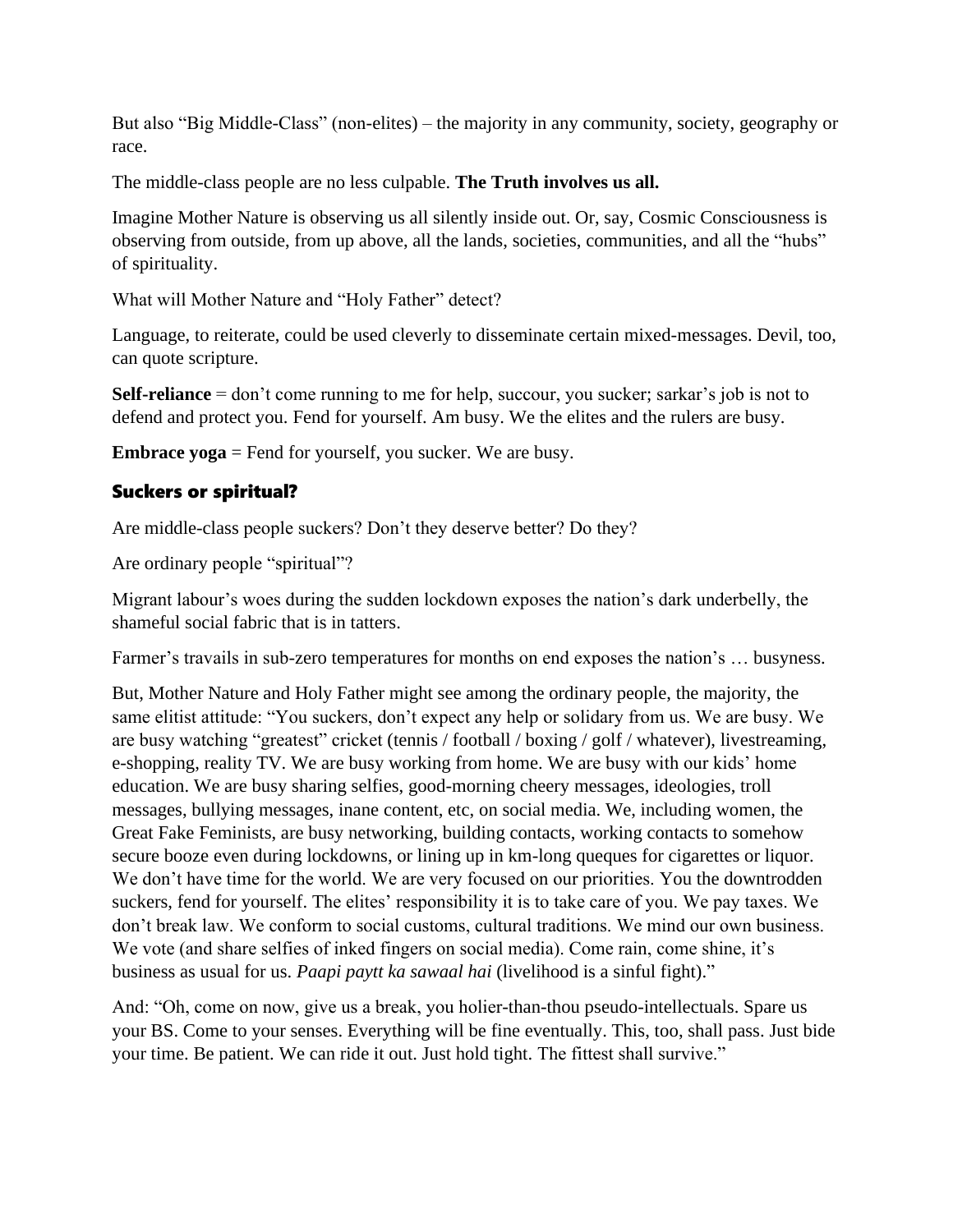But also "Big Middle-Class" (non-elites) – the majority in any community, society, geography or race.

The middle-class people are no less culpable. **The Truth involves us all.**

Imagine Mother Nature is observing us all silently inside out. Or, say, Cosmic Consciousness is observing from outside, from up above, all the lands, societies, communities, and all the "hubs" of spirituality.

What will Mother Nature and "Holy Father" detect?

Language, to reiterate, could be used cleverly to disseminate certain mixed-messages. Devil, too, can quote scripture.

**Self-reliance** = don't come running to me for help, succour, you sucker; sarkar's job is not to defend and protect you. Fend for yourself. Am busy. We the elites and the rulers are busy.

**Embrace yoga** = Fend for yourself, you sucker. We are busy.

## Suckers or spiritual?

Are middle-class people suckers? Don't they deserve better? Do they?

Are ordinary people "spiritual"?

Migrant labour's woes during the sudden lockdown exposes the nation's dark underbelly, the shameful social fabric that is in tatters.

Farmer's travails in sub-zero temperatures for months on end exposes the nation's … busyness.

But, Mother Nature and Holy Father might see among the ordinary people, the majority, the same elitist attitude: "You suckers, don't expect any help or solidary from us. We are busy. We are busy watching "greatest" cricket (tennis / football / boxing / golf / whatever), livestreaming, e-shopping, reality TV. We are busy working from home. We are busy with our kids' home education. We are busy sharing selfies, good-morning cheery messages, ideologies, troll messages, bullying messages, inane content, etc, on social media. We, including women, the Great Fake Feminists, are busy networking, building contacts, working contacts to somehow secure booze even during lockdowns, or lining up in km-long queques for cigarettes or liquor. We don't have time for the world. We are very focused on our priorities. You the downtrodden suckers, fend for yourself. The elites' responsibility it is to take care of you. We pay taxes. We don't break law. We conform to social customs, cultural traditions. We mind our own business. We vote (and share selfies of inked fingers on social media). Come rain, come shine, it's business as usual for us. *Paapi paytt ka sawaal hai* (livelihood is a sinful fight)."

And: "Oh, come on now, give us a break, you holier-than-thou pseudo-intellectuals. Spare us your BS. Come to your senses. Everything will be fine eventually. This, too, shall pass. Just bide your time. Be patient. We can ride it out. Just hold tight. The fittest shall survive."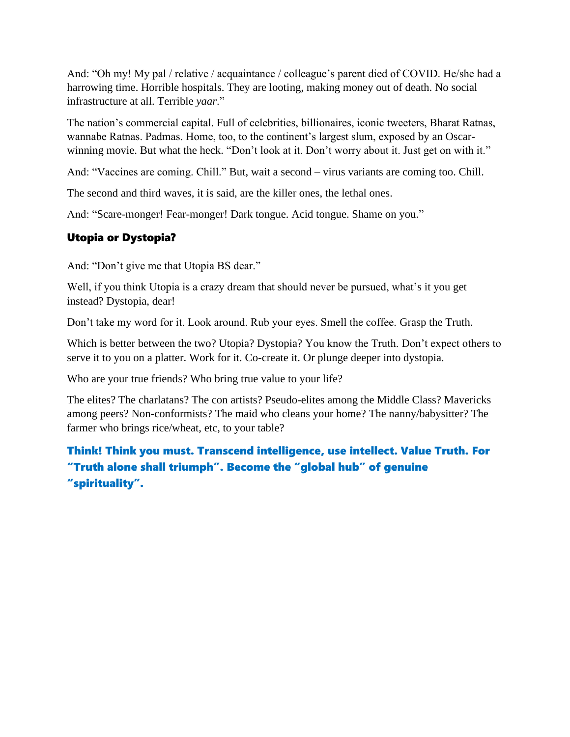And: "Oh my! My pal / relative / acquaintance / colleague's parent died of COVID. He/she had a harrowing time. Horrible hospitals. They are looting, making money out of death. No social infrastructure at all. Terrible *yaar*."

The nation's commercial capital. Full of celebrities, billionaires, iconic tweeters, Bharat Ratnas, wannabe Ratnas. Padmas. Home, too, to the continent's largest slum, exposed by an Oscar-winning movie. But what the heck. "Don't look at it. Don't worry about it. Just get on with it."

And: "Vaccines are coming. Chill." But, wait a second – virus variants are coming too. Chill.

The second and third waves, it is said, are the killer ones, the lethal ones.

And: "Scare-monger! Fear-monger! Dark tongue. Acid tongue. Shame on you."

### Utopia or Dystopia?

And: "Don't give me that Utopia BS dear."

Well, if you think Utopia is a crazy dream that should never be pursued, what's it you get instead? Dystopia, dear!

Don't take my word for it. Look around. Rub your eyes. Smell the coffee. Grasp the Truth.

Which is better between the two? Utopia? Dystopia? You know the Truth. Don't expect others to serve it to you on a platter. Work for it. Co-create it. Or plunge deeper into dystopia.

Who are your true friends? Who bring true value to your life?

The elites? The charlatans? The con artists? Pseudo-elites among the Middle Class? Mavericks among peers? Non-conformists? The maid who cleans your home? The nanny/babysitter? The farmer who brings rice/wheat, etc, to your table?

**Think! Think you must. Transcend intelligence, use intellect. Value Truth. For "Truth alone shall triumph". Become the "global hub" of genuine "spirituality".**